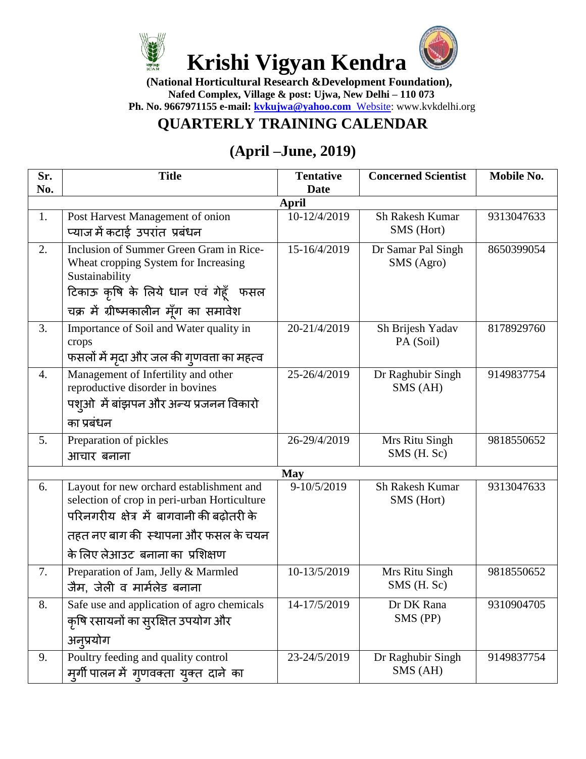# Krishi Vigyan Kendra

**(National Horticultural Research &Development Foundation),**
**Nafed Complex, Village & post: Ujwa, New Delhi – 110 073**
**Ph. No. 9667971155 e-mail: kvkujwa@yahoo.com** Website: www.kvkdelhi.org

## QUARTERLY TRAINING CALENDAR

## (April –June, 2019)

| Sr. No. | Title | Tentative Date | Concerned Scientist | Mobile No. |
|---|---|---|---|---|
| **April** | | | | |
| 1. | Post Harvest Management of onion<br>प्याज में कटाई उपरांत प्रबंधन | 10-12/4/2019 | Sh Rakesh Kumar<br>SMS (Hort) | 9313047633 |
| 2. | Inclusion of Summer Green Gram in Rice-Wheat cropping System for Increasing Sustainability<br>टिकाऊ कृषि के लिये धान एवं गेहूँ फसल चक्र में ग्रीष्मकालीन मूँग का समावेश | 15-16/4/2019 | Dr Samar Pal Singh<br>SMS (Agro) | 8650399054 |
| 3. | Importance of Soil and Water quality in crops<br>फसलों में मृदा और जल की गुणवत्ता का महत्व | 20-21/4/2019 | Sh Brijesh Yadav<br>PA (Soil) | 8178929760 |
| 4. | Management of Infertility and other reproductive disorder in bovines<br>पशुओ में बांझपन और अन्य प्रजनन विकारो का प्रबंधन | 25-26/4/2019 | Dr Raghubir Singh<br>SMS (AH) | 9149837754 |
| 5. | Preparation of pickles<br>आचार बनाना | 26-29/4/2019 | Mrs Ritu Singh<br>SMS (H. Sc) | 9818550652 |
| **May** | | | | |
| 6. | Layout for new orchard establishment and selection of crop in peri-urban Horticulture<br>परिनगरीय क्षेत्र में बागवानी की बढ़ोतरी के तहत नए बाग की स्थापना और फसल के चयन के लिए लेआउट बनाना का प्रशिक्षण | 9-10/5/2019 | Sh Rakesh Kumar<br>SMS (Hort) | 9313047633 |
| 7. | Preparation of Jam, Jelly & Marmled<br>जैम, जेली व मार्मलेड बनाना | 10-13/5/2019 | Mrs Ritu Singh<br>SMS (H. Sc) | 9818550652 |
| 8. | Safe use and application of agro chemicals<br>कृषि रसायनों का सुरक्षित उपयोग और अनुप्रयोग | 14-17/5/2019 | Dr DK Rana<br>SMS (PP) | 9310904705 |
| 9. | Poultry feeding and quality control<br>मुर्गी पालन में गुणवक्ता युक्त दाने का | 23-24/5/2019 | Dr Raghubir Singh<br>SMS (AH) | 9149837754 |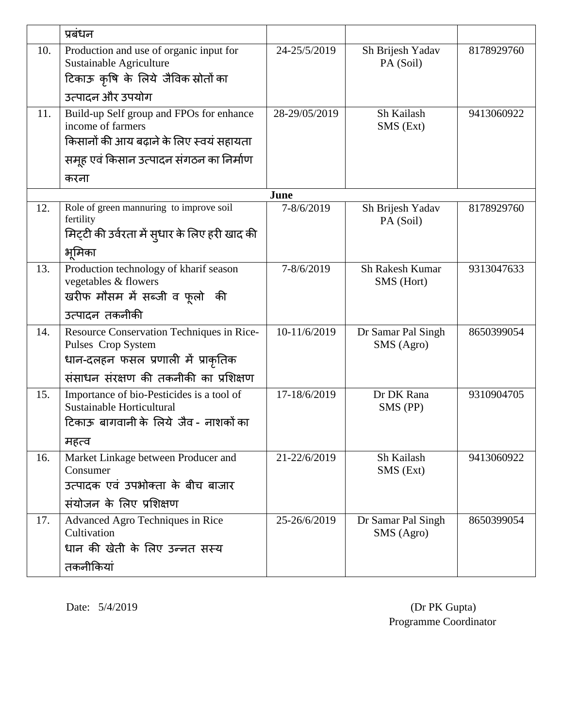| | | | | |
|---|---|---|---|---|
| | प्रबंधन | | | |
| 10. | Production and use of organic input for Sustainable Agriculture<br>टिकाऊ कृषि के लिये जैविक स्रोतों का उत्पादन और उपयोग | 24-25/5/2019 | Sh Brijesh Yadav<br>PA (Soil) | 8178929760 |
| 11. | Build-up Self group and FPOs for enhance income of farmers<br>किसानों की आय बढ़ाने के लिए स्वयं सहायता समूह एवं किसान उत्पादन संगठन का निर्माण करना | 28-29/05/2019 | Sh Kailash<br>SMS (Ext) | 9413060922 |
| | | **June** | | |
| 12. | Role of green mannuring to improve soil fertility<br>मिट्टी की उर्वरता में सुधार के लिए हरी खाद की भूमिका | 7-8/6/2019 | Sh Brijesh Yadav<br>PA (Soil) | 8178929760 |
| 13. | Production technology of kharif season vegetables & flowers<br>खरीफ मौसम में सब्जी व फूलो की उत्पादन तकनीकी | 7-8/6/2019 | Sh Rakesh Kumar<br>SMS (Hort) | 9313047633 |
| 14. | Resource Conservation Techniques in Rice-Pulses Crop System<br>धान-दलहन फसल प्रणाली में प्राकृतिक संसाधन संरक्षण की तकनीकी का प्रशिक्षण | 10-11/6/2019 | Dr Samar Pal Singh<br>SMS (Agro) | 8650399054 |
| 15. | Importance of bio-Pesticides is a tool of Sustainable Horticultural<br>टिकाऊ बागवानी के लिये जैव - नाशकों का महत्व | 17-18/6/2019 | Dr DK Rana<br>SMS (PP) | 9310904705 |
| 16. | Market Linkage between Producer and Consumer<br>उत्पादक एवं उपभोक्ता के बीच बाजार संयोजन के लिए प्रशिक्षण | 21-22/6/2019 | Sh Kailash<br>SMS (Ext) | 9413060922 |
| 17. | Advanced Agro Techniques in Rice Cultivation<br>धान की खेती के लिए उन्नत सस्य तकनीकियां | 25-26/6/2019 | Dr Samar Pal Singh<br>SMS (Agro) | 8650399054 |

Date: 5/4/2019

(Dr PK Gupta)
Programme Coordinator